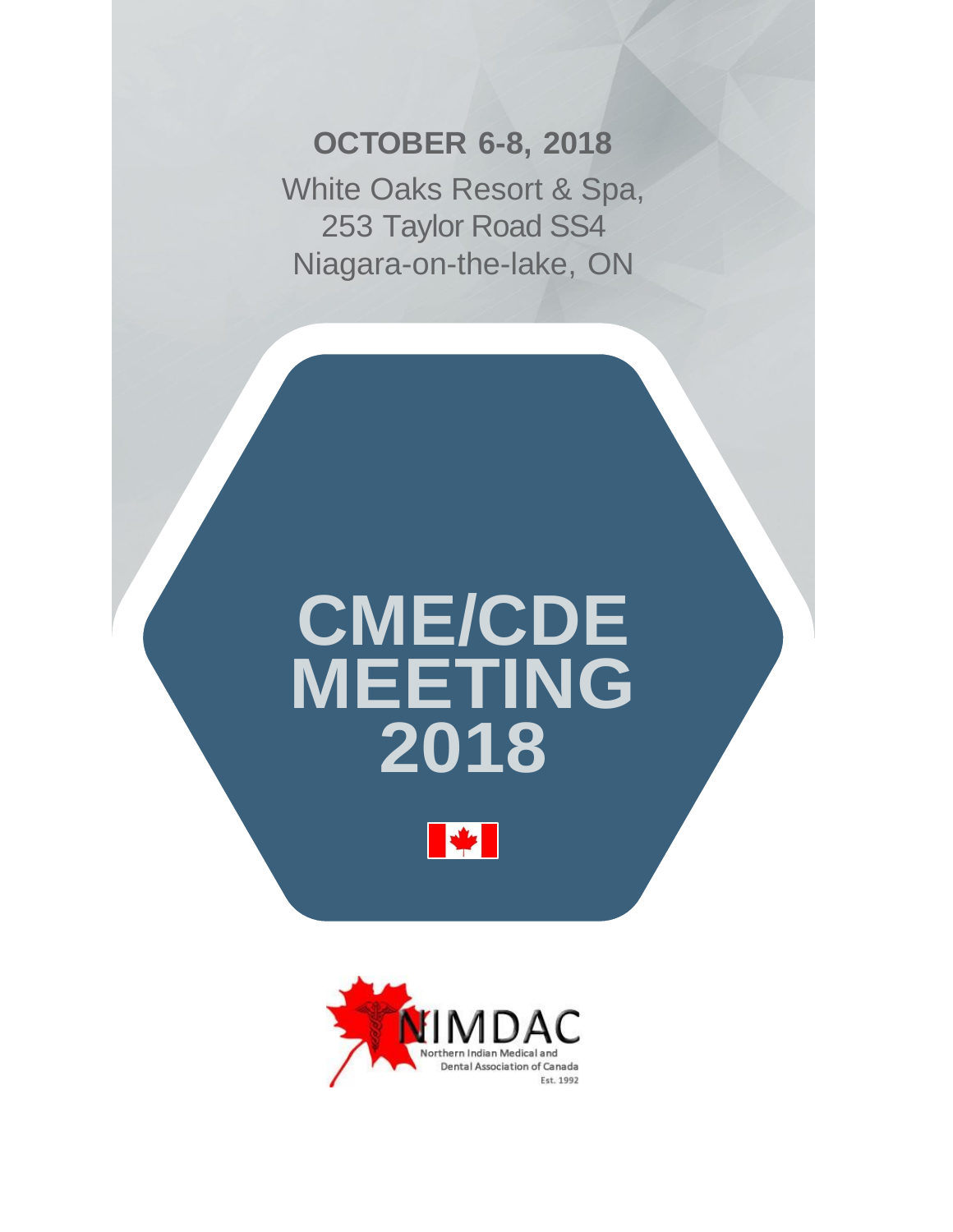**OCTOBER 6-8, 2018**

White Oaks Resort & Spa,
253 Taylor Road SS4
Niagara-on-the-lake, ON

# CME/CDE MEETING 2018

NIMDAC
Northern Indian Medical and Dental Association of Canada
Est. 1992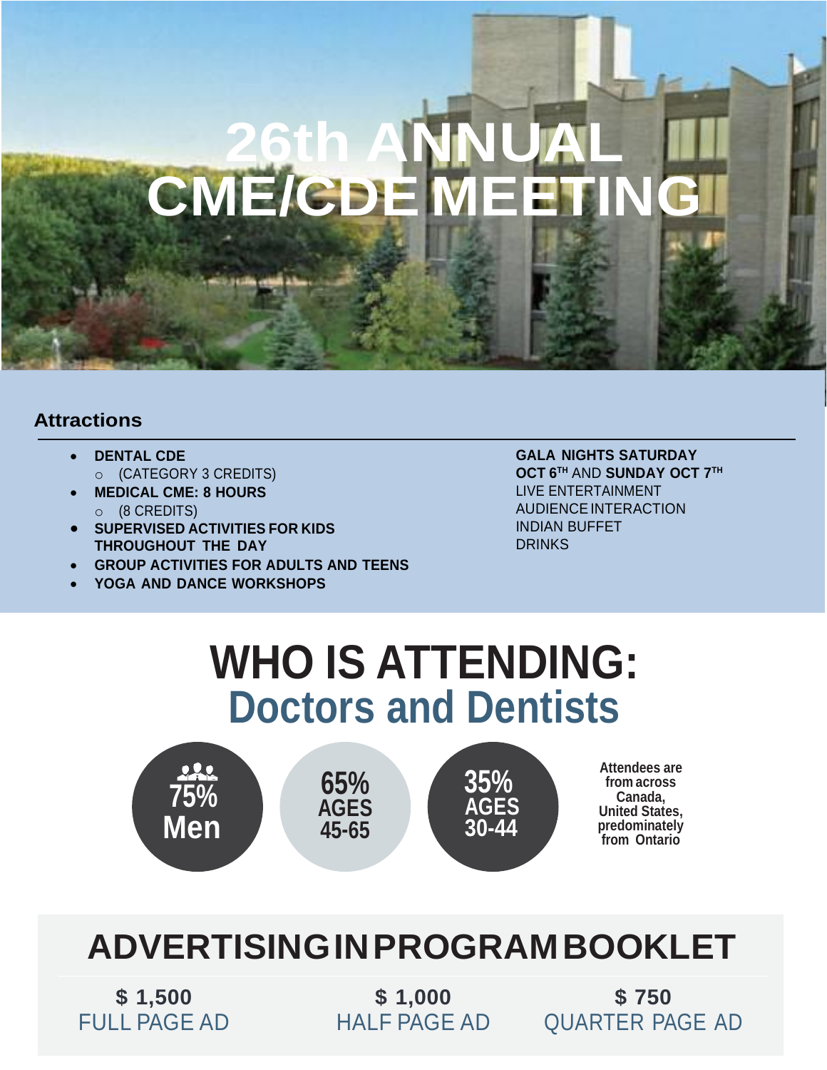# 26th ANNUAL CME/CDE MEETING

## Attractions

- **DENTAL CDE**
  - (CATEGORY 3 CREDITS)
- **MEDICAL CME: 8 HOURS**
  - (8 CREDITS)
- **SUPERVISED ACTIVITIES FOR KIDS THROUGHOUT THE DAY**
- **GROUP ACTIVITIES FOR ADULTS AND TEENS**
- **YOGA AND DANCE WORKSHOPS**

**GALA NIGHTS SATURDAY OCT 6TH** AND **SUNDAY OCT 7TH**
LIVE ENTERTAINMENT
AUDIENCE INTERACTION
INDIAN BUFFET
DRINKS

# WHO IS ATTENDING:
## Doctors and Dentists

**75% Men**

**65% AGES 45-65**

**35% AGES 30-44**

**Attendees are from across Canada, United States, predominately from Ontario**

# ADVERTISING IN PROGRAM BOOKLET

**$ 1,500**
FULL PAGE AD

**$ 1,000**
HALF PAGE AD

**$ 750**
QUARTER PAGE AD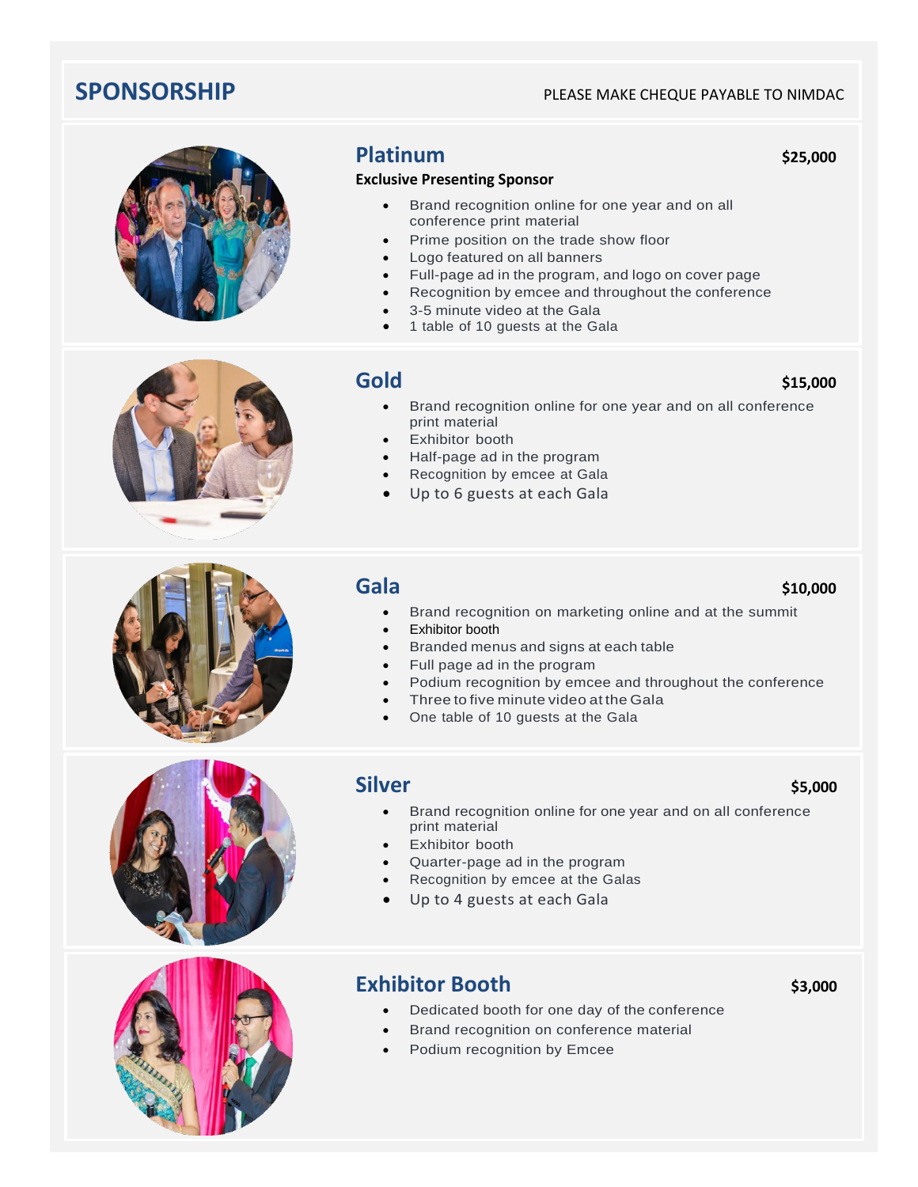## SPONSORSHIP

PLEASE MAKE CHEQUE PAYABLE TO NIMDAC

### Platinum

**$25,000**

**Exclusive Presenting Sponsor**

- Brand recognition online for one year and on all conference print material
- Prime position on the trade show floor
- Logo featured on all banners
- Full-page ad in the program, and logo on cover page
- Recognition by emcee and throughout the conference
- 3-5 minute video at the Gala
- 1 table of 10 guests at the Gala

### Gold

**$15,000**

- Brand recognition online for one year and on all conference print material
- Exhibitor booth
- Half-page ad in the program
- Recognition by emcee at Gala
- Up to 6 guests at each Gala

### Gala

**$10,000**

- Brand recognition on marketing online and at the summit
- Exhibitor booth
- Branded menus and signs at each table
- Full page ad in the program
- Podium recognition by emcee and throughout the conference
- Three to five minute video at the Gala
- One table of 10 guests at the Gala

### Silver

**$5,000**

- Brand recognition online for one year and on all conference print material
- Exhibitor booth
- Quarter-page ad in the program
- Recognition by emcee at the Galas
- Up to 4 guests at each Gala

### Exhibitor Booth

**$3,000**

- Dedicated booth for one day of the conference
- Brand recognition on conference material
- Podium recognition by Emcee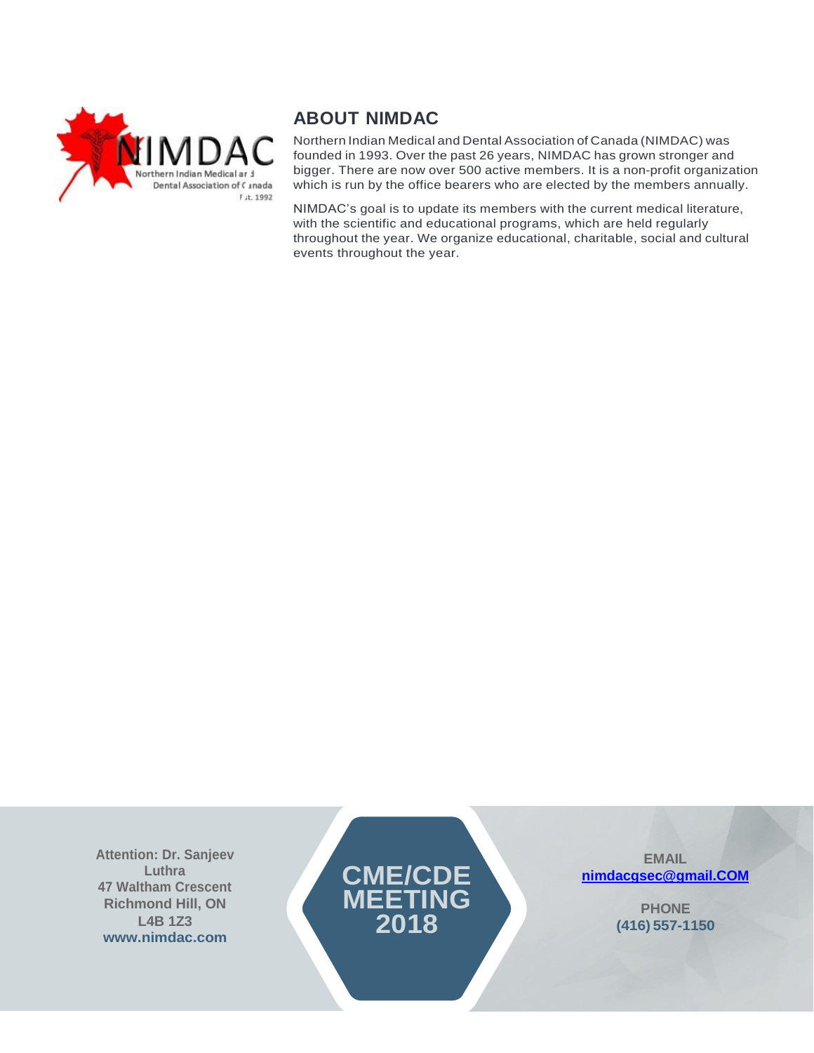## ABOUT NIMDAC

Northern Indian Medical and Dental Association of Canada (NIMDAC) was founded in 1993. Over the past 26 years, NIMDAC has grown stronger and bigger. There are now over 500 active members. It is a non-profit organization which is run by the office bearers who are elected by the members annually.

NIMDAC's goal is to update its members with the current medical literature, with the scientific and educational programs, which are held regularly throughout the year. We organize educational, charitable, social and cultural events throughout the year.

**Attention: Dr. Sanjeev Luthra**
**47 Waltham Crescent**
**Richmond Hill, ON**
**L4B 1Z3**
**www.nimdac.com**

**CME/CDE MEETING 2018**

**EMAIL**
**nimdacgsec@gmail.COM**

**PHONE**
**(416) 557-1150**